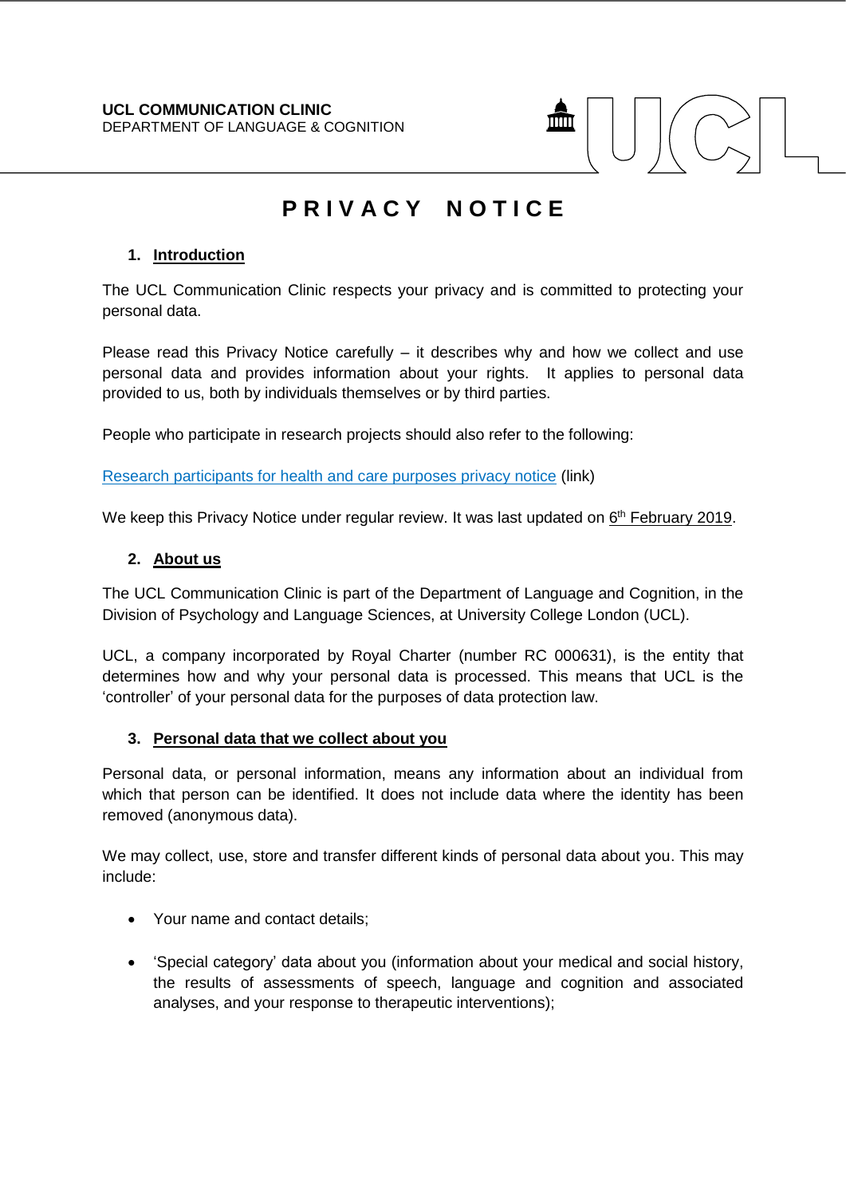**UCL COMMUNICATION CLINIC**
DEPARTMENT OF LANGUAGE & COGNITION

# PRIVACY NOTICE

## 1. Introduction

The UCL Communication Clinic respects your privacy and is committed to protecting your personal data.

Please read this Privacy Notice carefully – it describes why and how we collect and use personal data and provides information about your rights. It applies to personal data provided to us, both by individuals themselves or by third parties.

People who participate in research projects should also refer to the following:

Research participants for health and care purposes privacy notice (link)

We keep this Privacy Notice under regular review. It was last updated on 6th February 2019.

## 2. About us

The UCL Communication Clinic is part of the Department of Language and Cognition, in the Division of Psychology and Language Sciences, at University College London (UCL).

UCL, a company incorporated by Royal Charter (number RC 000631), is the entity that determines how and why your personal data is processed. This means that UCL is the 'controller' of your personal data for the purposes of data protection law.

## 3. Personal data that we collect about you

Personal data, or personal information, means any information about an individual from which that person can be identified. It does not include data where the identity has been removed (anonymous data).

We may collect, use, store and transfer different kinds of personal data about you. This may include:

- Your name and contact details;
- 'Special category' data about you (information about your medical and social history, the results of assessments of speech, language and cognition and associated analyses, and your response to therapeutic interventions);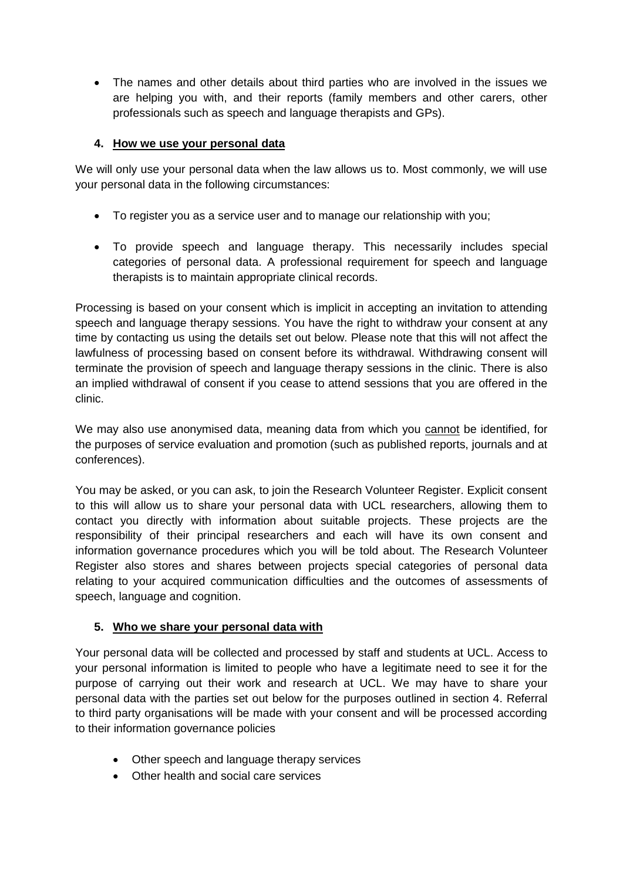- The names and other details about third parties who are involved in the issues we are helping you with, and their reports (family members and other carers, other professionals such as speech and language therapists and GPs).

## 4. How we use your personal data

We will only use your personal data when the law allows us to. Most commonly, we will use your personal data in the following circumstances:

- To register you as a service user and to manage our relationship with you;
- To provide speech and language therapy. This necessarily includes special categories of personal data. A professional requirement for speech and language therapists is to maintain appropriate clinical records.

Processing is based on your consent which is implicit in accepting an invitation to attending speech and language therapy sessions. You have the right to withdraw your consent at any time by contacting us using the details set out below. Please note that this will not affect the lawfulness of processing based on consent before its withdrawal. Withdrawing consent will terminate the provision of speech and language therapy sessions in the clinic. There is also an implied withdrawal of consent if you cease to attend sessions that you are offered in the clinic.

We may also use anonymised data, meaning data from which you cannot be identified, for the purposes of service evaluation and promotion (such as published reports, journals and at conferences).

You may be asked, or you can ask, to join the Research Volunteer Register. Explicit consent to this will allow us to share your personal data with UCL researchers, allowing them to contact you directly with information about suitable projects. These projects are the responsibility of their principal researchers and each will have its own consent and information governance procedures which you will be told about. The Research Volunteer Register also stores and shares between projects special categories of personal data relating to your acquired communication difficulties and the outcomes of assessments of speech, language and cognition.

## 5. Who we share your personal data with

Your personal data will be collected and processed by staff and students at UCL. Access to your personal information is limited to people who have a legitimate need to see it for the purpose of carrying out their work and research at UCL. We may have to share your personal data with the parties set out below for the purposes outlined in section 4. Referral to third party organisations will be made with your consent and will be processed according to their information governance policies

- Other speech and language therapy services
- Other health and social care services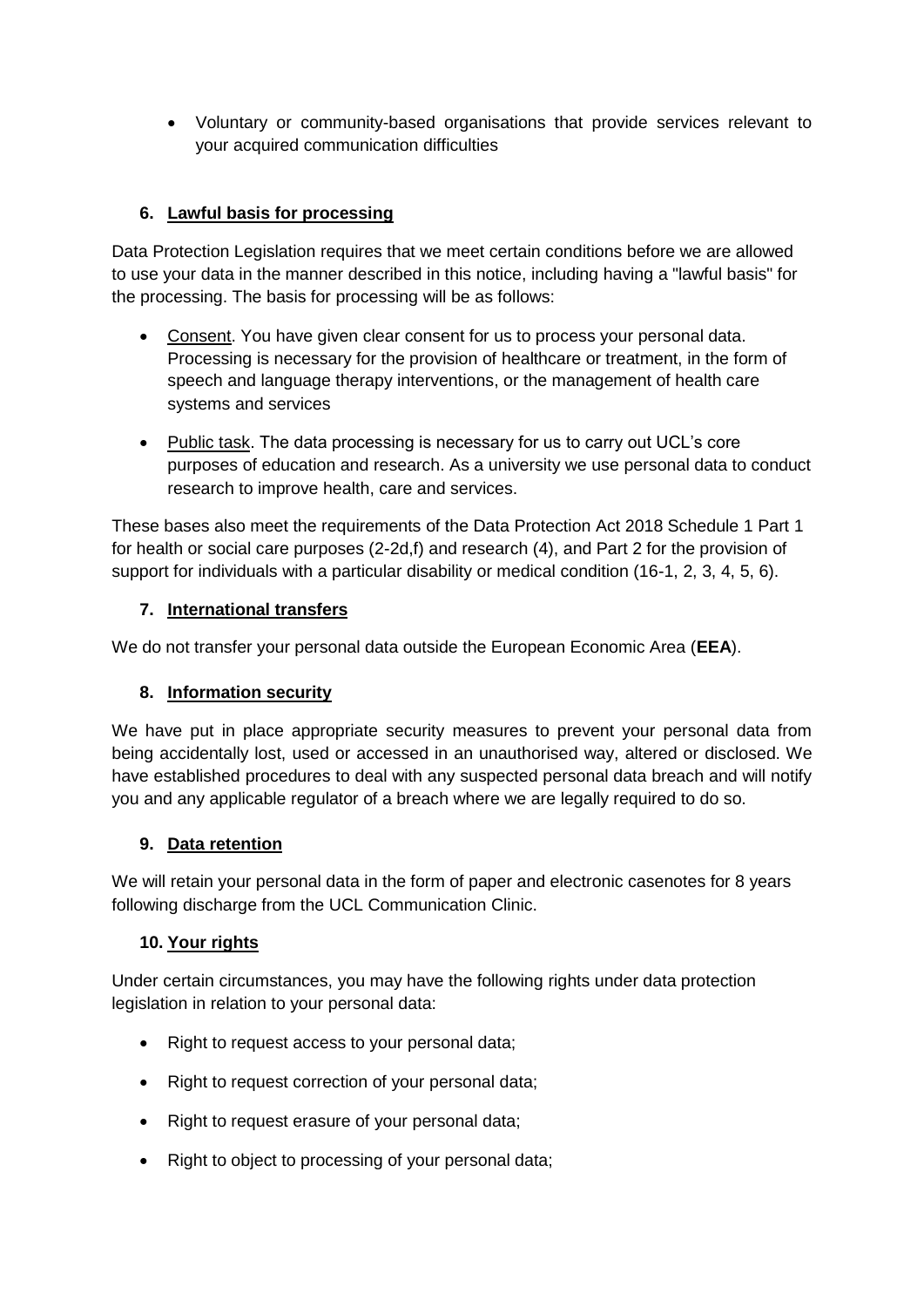- Voluntary or community-based organisations that provide services relevant to your acquired communication difficulties

## 6. Lawful basis for processing

Data Protection Legislation requires that we meet certain conditions before we are allowed to use your data in the manner described in this notice, including having a "lawful basis" for the processing. The basis for processing will be as follows:

- Consent. You have given clear consent for us to process your personal data. Processing is necessary for the provision of healthcare or treatment, in the form of speech and language therapy interventions, or the management of health care systems and services
- Public task. The data processing is necessary for us to carry out UCL's core purposes of education and research. As a university we use personal data to conduct research to improve health, care and services.

These bases also meet the requirements of the Data Protection Act 2018 Schedule 1 Part 1 for health or social care purposes (2-2d,f) and research (4), and Part 2 for the provision of support for individuals with a particular disability or medical condition (16-1, 2, 3, 4, 5, 6).

## 7. International transfers

We do not transfer your personal data outside the European Economic Area (**EEA**).

## 8. Information security

We have put in place appropriate security measures to prevent your personal data from being accidentally lost, used or accessed in an unauthorised way, altered or disclosed. We have established procedures to deal with any suspected personal data breach and will notify you and any applicable regulator of a breach where we are legally required to do so.

## 9. Data retention

We will retain your personal data in the form of paper and electronic casenotes for 8 years following discharge from the UCL Communication Clinic.

## 10. Your rights

Under certain circumstances, you may have the following rights under data protection legislation in relation to your personal data:

- Right to request access to your personal data;
- Right to request correction of your personal data;
- Right to request erasure of your personal data;
- Right to object to processing of your personal data;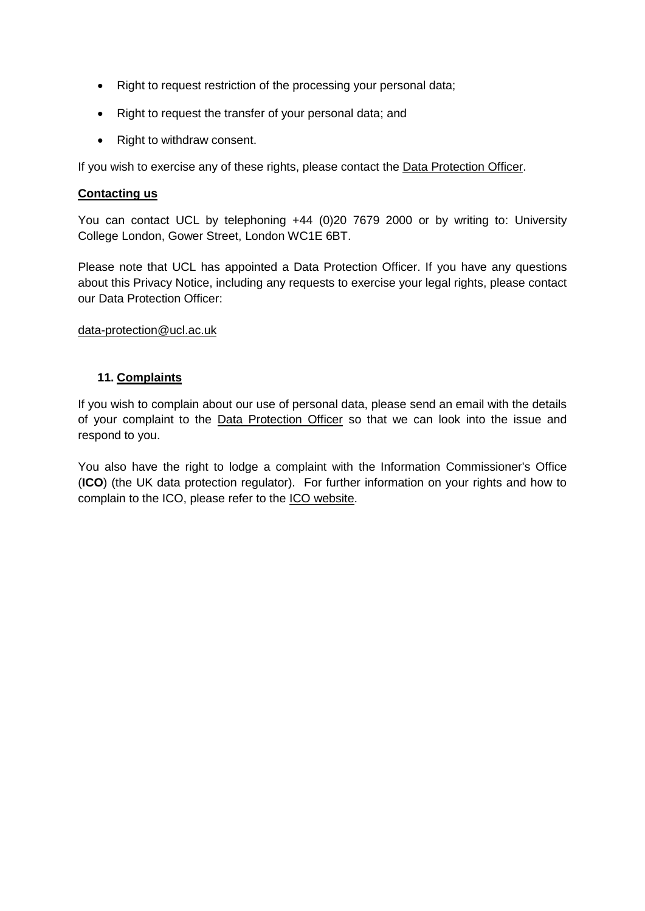- Right to request restriction of the processing your personal data;
- Right to request the transfer of your personal data; and
- Right to withdraw consent.

If you wish to exercise any of these rights, please contact the Data Protection Officer.

**Contacting us**

You can contact UCL by telephoning +44 (0)20 7679 2000 or by writing to: University College London, Gower Street, London WC1E 6BT.

Please note that UCL has appointed a Data Protection Officer. If you have any questions about this Privacy Notice, including any requests to exercise your legal rights, please contact our Data Protection Officer:

data-protection@ucl.ac.uk

## 11. Complaints

If you wish to complain about our use of personal data, please send an email with the details of your complaint to the Data Protection Officer so that we can look into the issue and respond to you.

You also have the right to lodge a complaint with the Information Commissioner's Office (**ICO**) (the UK data protection regulator). For further information on your rights and how to complain to the ICO, please refer to the ICO website.